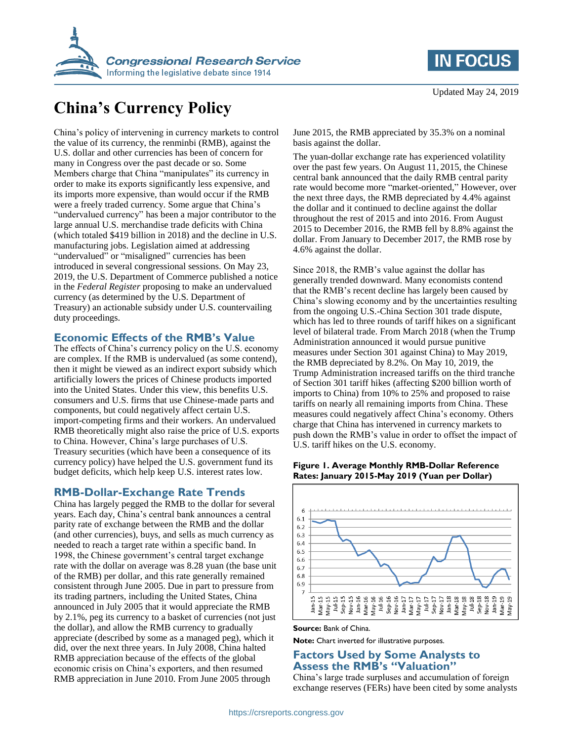# China's Currency Policy

Updated May 24, 2019

China's policy of intervening in currency markets to control the value of its currency, the renminbi (RMB), against the U.S. dollar and other currencies has been of concern for many in Congress over the past decade or so. Some Members charge that China "manipulates" its currency in order to make its exports significantly less expensive, and its imports more expensive, than would occur if the RMB were a freely traded currency. Some argue that China's "undervalued currency" has been a major contributor to the large annual U.S. merchandise trade deficits with China (which totaled $419 billion in 2018) and the decline in U.S. manufacturing jobs. Legislation aimed at addressing "undervalued" or "misaligned" currencies has been introduced in several congressional sessions. On May 23, 2019, the U.S. Department of Commerce published a notice in the *Federal Register* proposing to make an undervalued currency (as determined by the U.S. Department of Treasury) an actionable subsidy under U.S. countervailing duty proceedings.

## Economic Effects of the RMB's Value

The effects of China's currency policy on the U.S. economy are complex. If the RMB is undervalued (as some contend), then it might be viewed as an indirect export subsidy which artificially lowers the prices of Chinese products imported into the United States. Under this view, this benefits U.S. consumers and U.S. firms that use Chinese-made parts and components, but could negatively affect certain U.S. import-competing firms and their workers. An undervalued RMB theoretically might also raise the price of U.S. exports to China. However, China's large purchases of U.S. Treasury securities (which have been a consequence of its currency policy) have helped the U.S. government fund its budget deficits, which help keep U.S. interest rates low.

## RMB-Dollar-Exchange Rate Trends

China has largely pegged the RMB to the dollar for several years. Each day, China's central bank announces a central parity rate of exchange between the RMB and the dollar (and other currencies), buys, and sells as much currency as needed to reach a target rate within a specific band. In 1998, the Chinese government's central target exchange rate with the dollar on average was 8.28 yuan (the base unit of the RMB) per dollar, and this rate generally remained consistent through June 2005. Due in part to pressure from its trading partners, including the United States, China announced in July 2005 that it would appreciate the RMB by 2.1%, peg its currency to a basket of currencies (not just the dollar), and allow the RMB currency to gradually appreciate (described by some as a managed peg), which it did, over the next three years. In July 2008, China halted RMB appreciation because of the effects of the global economic crisis on China's exporters, and then resumed RMB appreciation in June 2010. From June 2005 through June 2015, the RMB appreciated by 35.3% on a nominal basis against the dollar.

The yuan-dollar exchange rate has experienced volatility over the past few years. On August 11, 2015, the Chinese central bank announced that the daily RMB central parity rate would become more "market-oriented," However, over the next three days, the RMB depreciated by 4.4% against the dollar and it continued to decline against the dollar throughout the rest of 2015 and into 2016. From August 2015 to December 2016, the RMB fell by 8.8% against the dollar. From January to December 2017, the RMB rose by 4.6% against the dollar.

Since 2018, the RMB's value against the dollar has generally trended downward. Many economists contend that the RMB's recent decline has largely been caused by China's slowing economy and by the uncertainties resulting from the ongoing U.S.-China Section 301 trade dispute, which has led to three rounds of tariff hikes on a significant level of bilateral trade. From March 2018 (when the Trump Administration announced it would pursue punitive measures under Section 301 against China) to May 2019, the RMB depreciated by 8.2%. On May 10, 2019, the Trump Administration increased tariffs on the third tranche of Section 301 tariff hikes (affecting $200 billion worth of imports to China) from 10% to 25% and proposed to raise tariffs on nearly all remaining imports from China. These measures could negatively affect China's economy. Others charge that China has intervened in currency markets to push down the RMB's value in order to offset the impact of U.S. tariff hikes on the U.S. economy.

**Figure 1. Average Monthly RMB-Dollar Reference Rates: January 2015-May 2019 (Yuan per Dollar)**

**Source:** Bank of China.

**Note:** Chart inverted for illustrative purposes.

## Factors Used by Some Analysts to Assess the RMB's "Valuation"

China's large trade surpluses and accumulation of foreign exchange reserves (FERs) have been cited by some analysts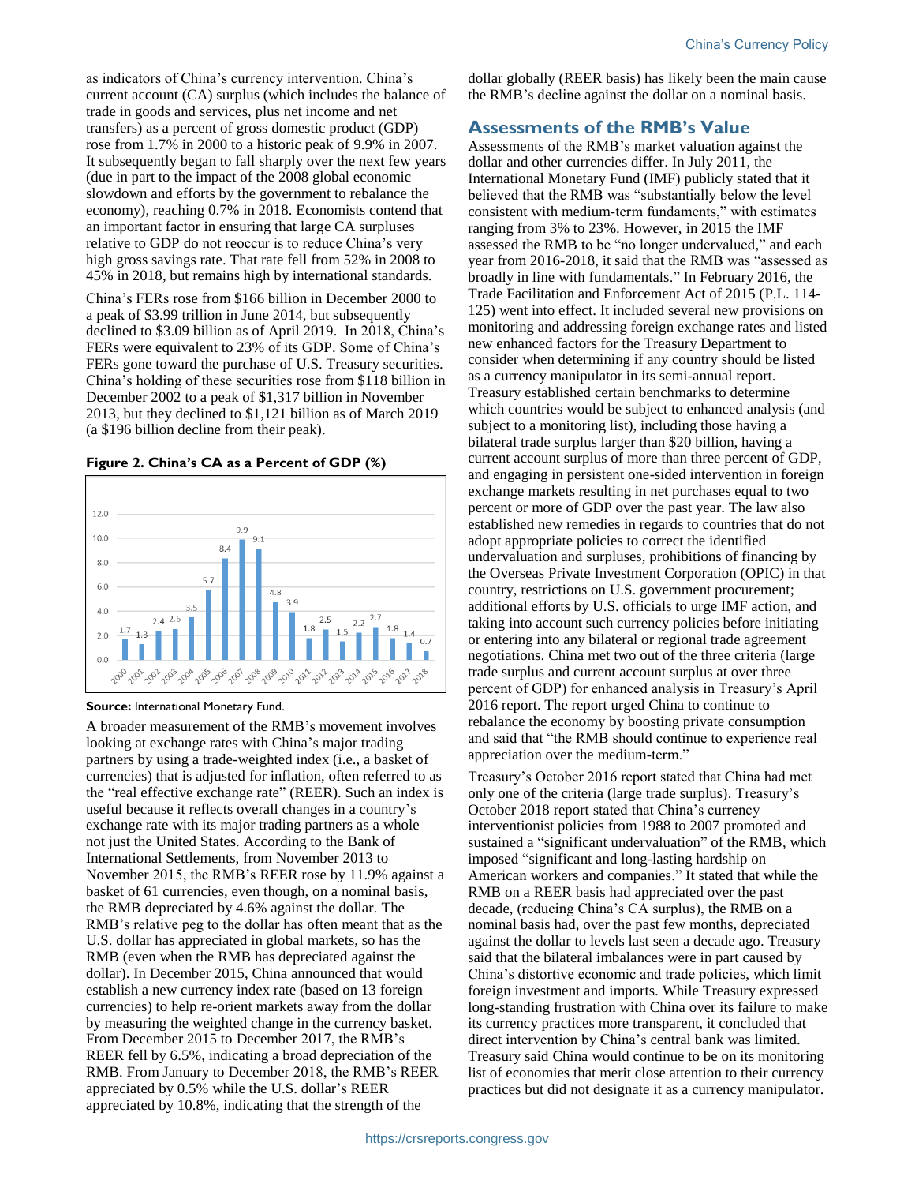as indicators of China's currency intervention. China's current account (CA) surplus (which includes the balance of trade in goods and services, plus net income and net transfers) as a percent of gross domestic product (GDP) rose from 1.7% in 2000 to a historic peak of 9.9% in 2007. It subsequently began to fall sharply over the next few years (due in part to the impact of the 2008 global economic slowdown and efforts by the government to rebalance the economy), reaching 0.7% in 2018. Economists contend that an important factor in ensuring that large CA surpluses relative to GDP do not reoccur is to reduce China's very high gross savings rate. That rate fell from 52% in 2008 to 45% in 2018, but remains high by international standards.

China's FERs rose from $166 billion in December 2000 to a peak of $3.99 trillion in June 2014, but subsequently declined to $3.09 billion as of April 2019. In 2018, China's FERs were equivalent to 23% of its GDP. Some of China's FERs gone toward the purchase of U.S. Treasury securities. China's holding of these securities rose from $118 billion in December 2002 to a peak of $1,317 billion in November 2013, but they declined to $1,121 billion as of March 2019 (a $196 billion decline from their peak).

**Figure 2. China's CA as a Percent of GDP (%)**

| Year | 2000 | 2001 | 2002 | 2003 | 2004 | 2005 | 2006 | 2007 | 2008 | 2009 | 2010 | 2011 | 2012 | 2013 | 2014 | 2015 | 2016 | 2017 | 2018 |
|---|---|---|---|---|---|---|---|---|---|---|---|---|---|---|---|---|---|---|---|
| CA (% of GDP) | 1.7 | 1.3 | 2.4 | 2.6 | 3.5 | 5.7 | 8.4 | 9.9 | 9.1 | 4.8 | 3.9 | 1.8 | 2.5 | 1.5 | 2.2 | 2.7 | 1.8 | 1.4 | 0.7 |

**Source:** International Monetary Fund.

A broader measurement of the RMB's movement involves looking at exchange rates with China's major trading partners by using a trade-weighted index (i.e., a basket of currencies) that is adjusted for inflation, often referred to as the "real effective exchange rate" (REER). Such an index is useful because it reflects overall changes in a country's exchange rate with its major trading partners as a whole—not just the United States. According to the Bank of International Settlements, from November 2013 to November 2015, the RMB's REER rose by 11.9% against a basket of 61 currencies, even though, on a nominal basis, the RMB depreciated by 4.6% against the dollar. The RMB's relative peg to the dollar has often meant that as the U.S. dollar has appreciated in global markets, so has the RMB (even when the RMB has depreciated against the dollar). In December 2015, China announced that would establish a new currency index rate (based on 13 foreign currencies) to help re-orient markets away from the dollar by measuring the weighted change in the currency basket. From December 2015 to December 2017, the RMB's REER fell by 6.5%, indicating a broad depreciation of the RMB. From January to December 2018, the RMB's REER appreciated by 0.5% while the U.S. dollar's REER appreciated by 10.8%, indicating that the strength of the dollar globally (REER basis) has likely been the main cause the RMB's decline against the dollar on a nominal basis.

## Assessments of the RMB's Value

Assessments of the RMB's market valuation against the dollar and other currencies differ. In July 2011, the International Monetary Fund (IMF) publicly stated that it believed that the RMB was "substantially below the level consistent with medium-term fundaments," with estimates ranging from 3% to 23%. However, in 2015 the IMF assessed the RMB to be "no longer undervalued," and each year from 2016-2018, it said that the RMB was "assessed as broadly in line with fundamentals." In February 2016, the Trade Facilitation and Enforcement Act of 2015 (P.L. 114-125) went into effect. It included several new provisions on monitoring and addressing foreign exchange rates and listed new enhanced factors for the Treasury Department to consider when determining if any country should be listed as a currency manipulator in its semi-annual report. Treasury established certain benchmarks to determine which countries would be subject to enhanced analysis (and subject to a monitoring list), including those having a bilateral trade surplus larger than $20 billion, having a current account surplus of more than three percent of GDP, and engaging in persistent one-sided intervention in foreign exchange markets resulting in net purchases equal to two percent or more of GDP over the past year. The law also established new remedies in regards to countries that do not adopt appropriate policies to correct the identified undervaluation and surpluses, prohibitions of financing by the Overseas Private Investment Corporation (OPIC) in that country, restrictions on U.S. government procurement; additional efforts by U.S. officials to urge IMF action, and taking into account such currency policies before initiating or entering into any bilateral or regional trade agreement negotiations. China met two out of the three criteria (large trade surplus and current account surplus at over three percent of GDP) for enhanced analysis in Treasury's April 2016 report. The report urged China to continue to rebalance the economy by boosting private consumption and said that "the RMB should continue to experience real appreciation over the medium-term."

Treasury's October 2016 report stated that China had met only one of the criteria (large trade surplus). Treasury's October 2018 report stated that China's currency interventionist policies from 1988 to 2007 promoted and sustained a "significant undervaluation" of the RMB, which imposed "significant and long-lasting hardship on American workers and companies." It stated that while the RMB on a REER basis had appreciated over the past decade, (reducing China's CA surplus), the RMB on a nominal basis had, over the past few months, depreciated against the dollar to levels last seen a decade ago. Treasury said that the bilateral imbalances were in part caused by China's distortive economic and trade policies, which limit foreign investment and imports. While Treasury expressed long-standing frustration with China over its failure to make its currency practices more transparent, it concluded that direct intervention by China's central bank was limited. Treasury said China would continue to be on its monitoring list of economies that merit close attention to their currency practices but did not designate it as a currency manipulator.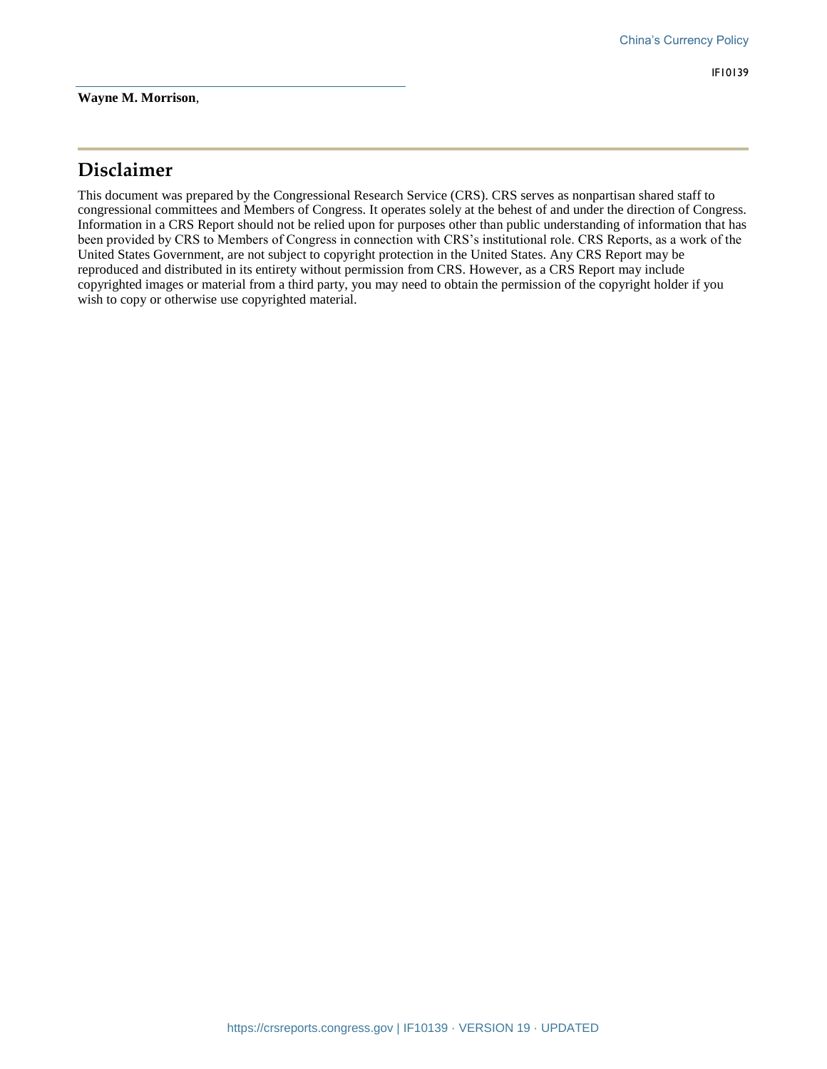**Wayne M. Morrison**,

## Disclaimer

This document was prepared by the Congressional Research Service (CRS). CRS serves as nonpartisan shared staff to congressional committees and Members of Congress. It operates solely at the behest of and under the direction of Congress. Information in a CRS Report should not be relied upon for purposes other than public understanding of information that has been provided by CRS to Members of Congress in connection with CRS's institutional role. CRS Reports, as a work of the United States Government, are not subject to copyright protection in the United States. Any CRS Report may be reproduced and distributed in its entirety without permission from CRS. However, as a CRS Report may include copyrighted images or material from a third party, you may need to obtain the permission of the copyright holder if you wish to copy or otherwise use copyrighted material.